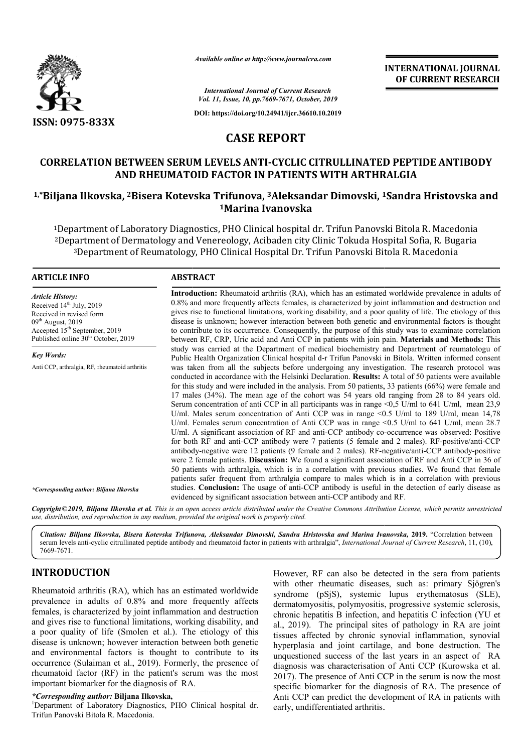*Available online at http://www.journalcra.com*

*International Journal of Current Research*
*Vol. 11, Issue, 10, pp.7669-7671, October, 2019*

**DOI: https://doi.org/10.24941/ijcr.36610.10.2019**

**ISSN: 0975-833X**

**INTERNATIONAL JOURNAL OF CURRENT RESEARCH**

# CASE REPORT

## CORRELATION BETWEEN SERUM LEVELS ANTI-CYCLIC CITRULLINATED PEPTIDE ANTIBODY AND RHEUMATOID FACTOR IN PATIENTS WITH ARTHRALGIA

**[1,*]Biljana Ilkovska, [2]Bisera Kotevska Trifunova, [3]Aleksandar Dimovski, [1]Sandra Hristovska and [1]Marina Ivanovska**

[1]Department of Laboratory Diagnostics, PHO Clinical hospital dr. Trifun Panovski Bitola R. Macedonia
[2]Department of Dermatology and Venereology, Acibaden city Clinic Tokuda Hospital Sofia, R. Bugaria
[3]Department of Reumatology, PHO Clinical Hospital Dr. Trifun Panovski Bitola R. Macedonia

**ARTICLE INFO**

*Article History:*
Received 14th July, 2019
Received in revised form
09th August, 2019
Accepted 15th September, 2019
Published online 30th October, 2019

*Key Words:*
Anti CCP, arthralgia, RF, rheumatoid arthritis

*\*Corresponding author: Biljana Ilkovska*

**ABSTRACT**

**Introduction:** Rheumatoid arthritis (RA), which has an estimated worldwide prevalence in adults of 0.8% and more frequently affects females, is characterized by joint inflammation and destruction and gives rise to functional limitations, working disability, and a poor quality of life. The etiology of this disease is unknown; however interaction between both genetic and environmental factors is thought to contribute to its occurrence. Consequently, the purpose of this study was to examinate correlation between RF, CRP, Uric acid and Anti CCP in patients with join pain. **Materials and Methods:** This study was carried at the Department of medical biochemistry and Department of reumatologu of Public Health Organization Clinical hospital d-r Trifun Panovski in Bitola. Written informed consent was taken from all the subjects before undergoing any investigation. The research protocol was conducted in accordance with the Helsinki Declaration. **Results:** A total of 50 patients were available for this study and were included in the analysis. From 50 patients, 33 patients (66%) were female and 17 males (34%). The mean age of the cohort was 54 years old ranging from 28 to 84 years old. Serum concentration of anti CCP in all participants was in range <0,5 U/ml to 641 U/ml, mean 23,9 U/ml. Males serum concentration of Anti CCP was in range <0.5 U/ml to 189 U/ml, mean 14,78 U/ml. Females serum concentration of Anti CCP was in range <0.5 U/ml to 641 U/ml, mean 28.7 U/ml. A significant association of RF and anti-CCP antibody co-occurrence was observed: Positive for both RF and anti-CCP antibody were 7 patients (5 female and 2 males). RF-positive/anti-CCP antibody-negative were 12 patients (9 female and 2 males). RF-negative/anti-CCP antibody-positive were 2 female patients. **Discussion:** We found a significant association of RF and Anti CCP in 36 of 50 patients with arthralgia, which is in a correlation with previous studies. We found that female patients safer frequent from arthralgia compare to males which is in a correlation with previous studies. **Conclusion:** The usage of anti-CCP antibody is useful in the detection of early disease as evidenced by significant association between anti-CCP antibody and RF.

***Copyright©2019, Biljana Ilkovska et al.*** *This is an open access article distributed under the Creative Commons Attribution License, which permits unrestricted use, distribution, and reproduction in any medium, provided the original work is properly cited.*

***Citation:*** ***Biljana Ilkovska, Bisera Kotevska Trifunova, Aleksandar Dimovski, Sandra Hristovska and Marina Ivanovska,*** **2019.** "Correlation between serum levels anti-cyclic citrullinated peptide antibody and rheumatoid factor in patients with arthralgia", *International Journal of Current Research*, 11, (10), 7669-7671.

## INTRODUCTION

Rheumatoid arthritis (RA), which has an estimated worldwide prevalence in adults of 0.8% and more frequently affects females, is characterized by joint inflammation and destruction and gives rise to functional limitations, working disability, and a poor quality of life (Smolen et al.). The etiology of this disease is unknown; however interaction between both genetic and environmental factors is thought to contribute to its occurrence (Sulaiman et al., 2019). Formerly, the presence of rheumatoid factor (RF) in the patient's serum was the most important biomarker for the diagnosis of RA. However, RF can also be detected in the sera from patients with other rheumatic diseases, such as: primary Sjögren's syndrome (pSjS), systemic lupus erythematosus (SLE), dermatomyositis, polymyositis, progressive systemic sclerosis, chronic hepatitis B infection, and hepatitis C infection (YU et al., 2019). The principal sites of pathology in RA are joint tissues affected by chronic synovial inflammation, synovial hyperplasia and joint cartilage, and bone destruction. The unquestioned success of the last years in an aspect of RA diagnosis was characterisation of Anti CCP (Kurowska et al. 2017). The presence of Anti CCP in the serum is now the most specific biomarker for the diagnosis of RA. The presence of Anti CCP can predict the development of RA in patients with early, undifferentiated arthritis.

*\*Corresponding author:* **Biljana Ilkovska,**
[1]Department of Laboratory Diagnostics, PHO Clinical hospital dr. Trifun Panovski Bitola R. Macedonia.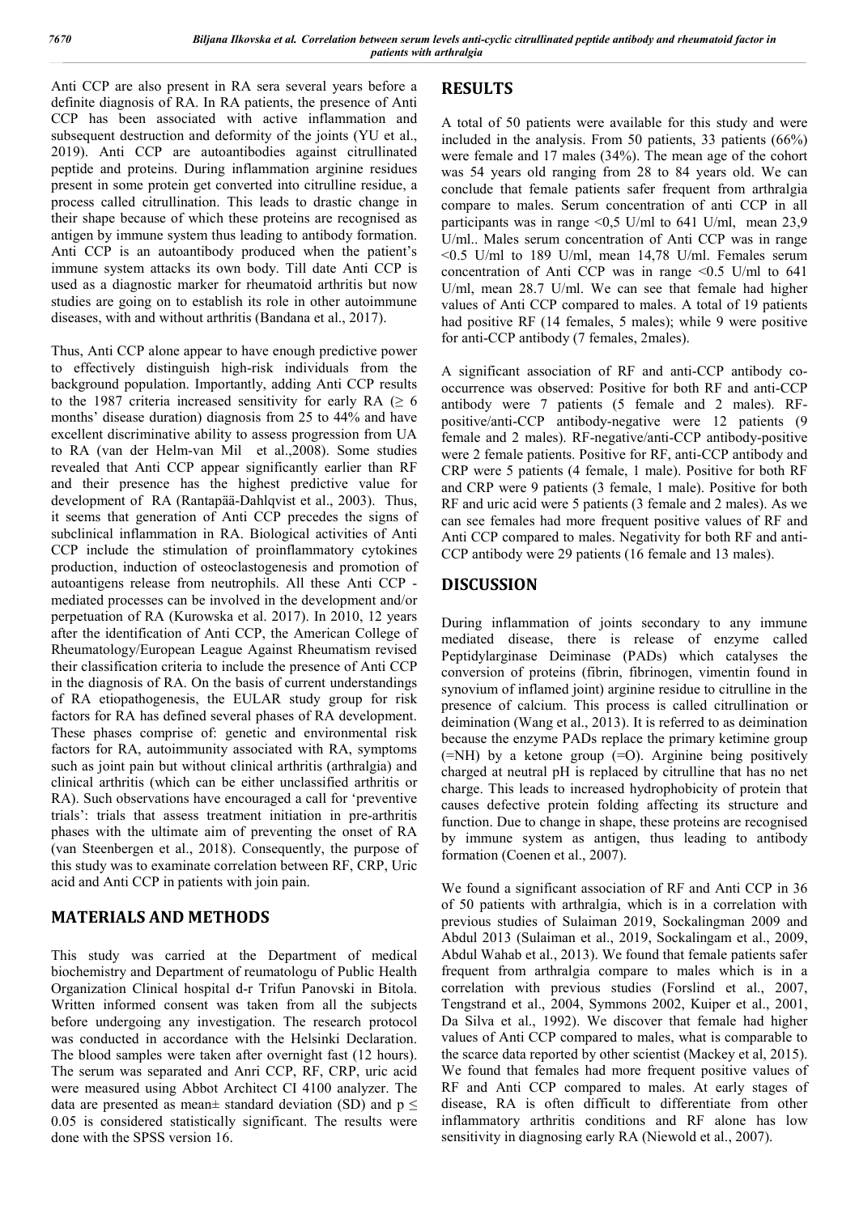Anti CCP are also present in RA sera several years before a definite diagnosis of RA. In RA patients, the presence of Anti CCP has been associated with active inflammation and subsequent destruction and deformity of the joints (YU et al., 2019). Anti CCP are autoantibodies against citrullinated peptide and proteins. During inflammation arginine residues present in some protein get converted into citrulline residue, a process called citrullination. This leads to drastic change in their shape because of which these proteins are recognised as antigen by immune system thus leading to antibody formation. Anti CCP is an autoantibody produced when the patient's immune system attacks its own body. Till date Anti CCP is used as a diagnostic marker for rheumatoid arthritis but now studies are going on to establish its role in other autoimmune diseases, with and without arthritis (Bandana et al., 2017).

Thus, Anti CCP alone appear to have enough predictive power to effectively distinguish high-risk individuals from the background population. Importantly, adding Anti CCP results to the 1987 criteria increased sensitivity for early RA ($\geq$ 6 months' disease duration) diagnosis from 25 to 44% and have excellent discriminative ability to assess progression from UA to RA (van der Helm-van Mil et al.,2008). Some studies revealed that Anti CCP appear significantly earlier than RF and their presence has the highest predictive value for development of RA (Rantapää-Dahlqvist et al., 2003). Thus, it seems that generation of Anti CCP precedes the signs of subclinical inflammation in RA. Biological activities of Anti CCP include the stimulation of proinflammatory cytokines production, induction of osteoclastogenesis and promotion of autoantigens release from neutrophils. All these Anti CCP - mediated processes can be involved in the development and/or perpetuation of RA (Kurowska et al. 2017). In 2010, 12 years after the identification of Anti CCP, the American College of Rheumatology/European League Against Rheumatism revised their classification criteria to include the presence of Anti CCP in the diagnosis of RA. On the basis of current understandings of RA etiopathogenesis, the EULAR study group for risk factors for RA has defined several phases of RA development. These phases comprise of: genetic and environmental risk factors for RA, autoimmunity associated with RA, symptoms such as joint pain but without clinical arthritis (arthralgia) and clinical arthritis (which can be either unclassified arthritis or RA). Such observations have encouraged a call for 'preventive trials': trials that assess treatment initiation in pre-arthritis phases with the ultimate aim of preventing the onset of RA (van Steenbergen et al., 2018). Consequently, the purpose of this study was to examinate correlation between RF, CRP, Uric acid and Anti CCP in patients with join pain.

## MATERIALS AND METHODS

This study was carried at the Department of medical biochemistry and Department of reumatologu of Public Health Organization Clinical hospital d-r Trifun Panovski in Bitola. Written informed consent was taken from all the subjects before undergoing any investigation. The research protocol was conducted in accordance with the Helsinki Declaration. The blood samples were taken after overnight fast (12 hours). The serum was separated and Anri CCP, RF, CRP, uric acid were measured using Abbot Architect CI 4100 analyzer. The data are presented as mean± standard deviation (SD) and $p \leq 0.05$ is considered statistically significant. The results were done with the SPSS version 16.

## RESULTS

A total of 50 patients were available for this study and were included in the analysis. From 50 patients, 33 patients (66%) were female and 17 males (34%). The mean age of the cohort was 54 years old ranging from 28 to 84 years old. We can conclude that female patients safer frequent from arthralgia compare to males. Serum concentration of anti CCP in all participants was in range <0,5 U/ml to 641 U/ml, mean 23,9 U/ml.. Males serum concentration of Anti CCP was in range <0.5 U/ml to 189 U/ml, mean 14,78 U/ml. Females serum concentration of Anti CCP was in range <0.5 U/ml to 641 U/ml, mean 28.7 U/ml. We can see that female had higher values of Anti CCP compared to males. A total of 19 patients had positive RF (14 females, 5 males); while 9 were positive for anti-CCP antibody (7 females, 2males).

A significant association of RF and anti-CCP antibody co-occurrence was observed: Positive for both RF and anti-CCP antibody were 7 patients (5 female and 2 males). RF-positive/anti-CCP antibody-negative were 12 patients (9 female and 2 males). RF-negative/anti-CCP antibody-positive were 2 female patients. Positive for RF, anti-CCP antibody and CRP were 5 patients (4 female, 1 male). Positive for both RF and CRP were 9 patients (3 female, 1 male). Positive for both RF and uric acid were 5 patients (3 female and 2 males). As we can see females had more frequent positive values of RF and Anti CCP compared to males. Negativity for both RF and anti-CCP antibody were 29 patients (16 female and 13 males).

## DISCUSSION

During inflammation of joints secondary to any immune mediated disease, there is release of enzyme called Peptidylarginase Deiminase (PADs) which catalyses the conversion of proteins (fibrin, fibrinogen, vimentin found in synovium of inflamed joint) arginine residue to citrulline in the presence of calcium. This process is called citrullination or deimination (Wang et al., 2013). It is referred to as deimination because the enzyme PADs replace the primary ketimine group (=NH) by a ketone group (=O). Arginine being positively charged at neutral pH is replaced by citrulline that has no net charge. This leads to increased hydrophobicity of protein that causes defective protein folding affecting its structure and function. Due to change in shape, these proteins are recognised by immune system as antigen, thus leading to antibody formation (Coenen et al., 2007).

We found a significant association of RF and Anti CCP in 36 of 50 patients with arthralgia, which is in a correlation with previous studies of Sulaiman 2019, Sockalingman 2009 and Abdul 2013 (Sulaiman et al., 2019, Sockalingam et al., 2009, Abdul Wahab et al., 2013). We found that female patients safer frequent from arthralgia compare to males which is in a correlation with previous studies (Forslind et al., 2007, Tengstrand et al., 2004, Symmons 2002, Kuiper et al., 2001, Da Silva et al., 1992). We discover that female had higher values of Anti CCP compared to males, what is comparable to the scarce data reported by other scientist (Mackey et al, 2015). We found that females had more frequent positive values of RF and Anti CCP compared to males. At early stages of disease, RA is often difficult to differentiate from other inflammatory arthritis conditions and RF alone has low sensitivity in diagnosing early RA (Niewold et al., 2007).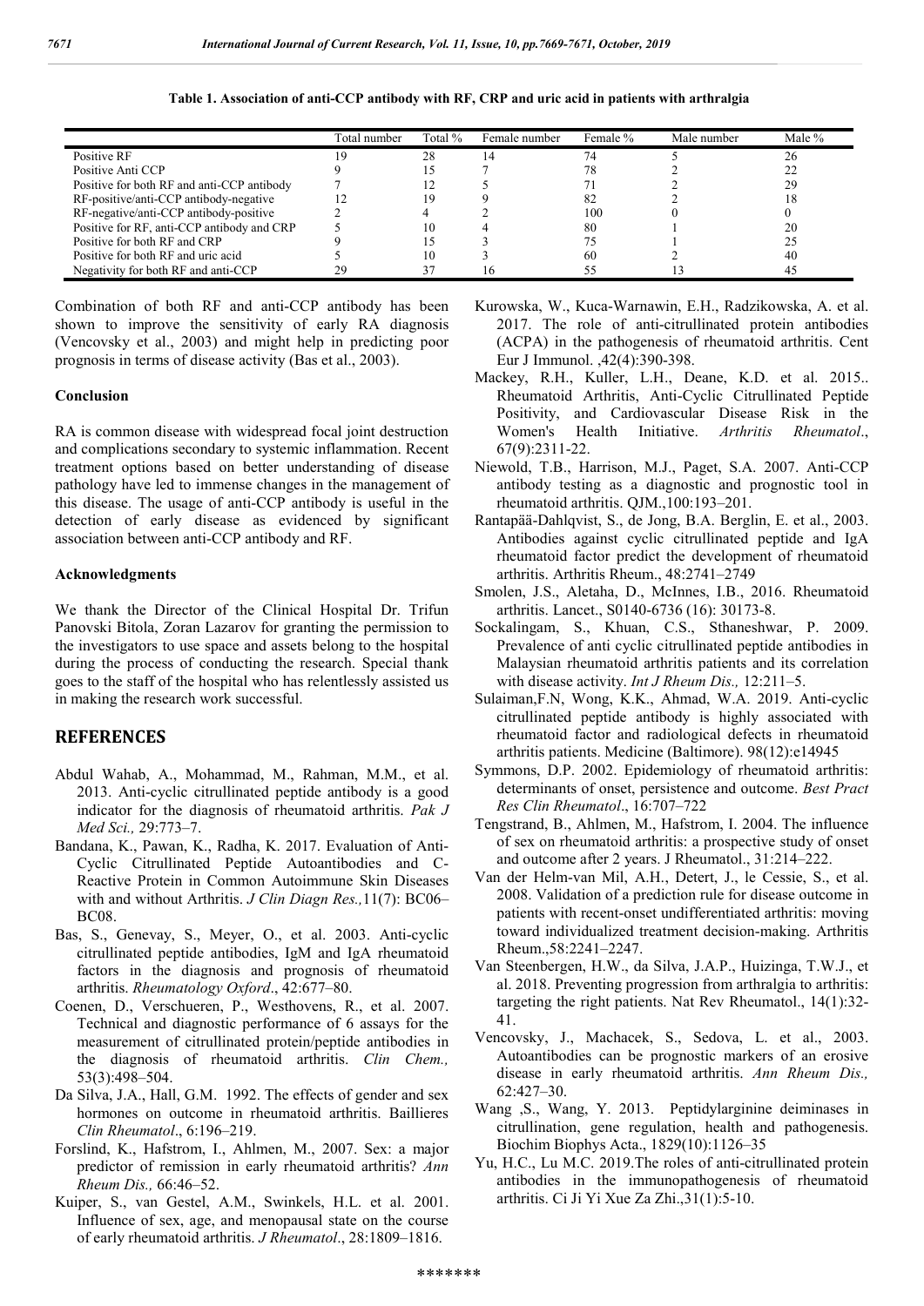**Table 1. Association of anti-CCP antibody with RF, CRP and uric acid in patients with arthralgia**

| | Total number | Total % | Female number | Female % | Male number | Male % |
|---|---|---|---|---|---|---|
| Positive RF | 19 | 28 | 14 | 74 | 5 | 26 |
| Positive Anti CCP | 9 | 15 | 7 | 78 | 2 | 22 |
| Positive for both RF and anti-CCP antibody | 7 | 12 | 5 | 71 | 2 | 29 |
| RF-positive/anti-CCP antibody-negative | 12 | 19 | 9 | 82 | 2 | 18 |
| RF-negative/anti-CCP antibody-positive | 2 | 4 | 2 | 100 | 0 | 0 |
| Positive for RF, anti-CCP antibody and CRP | 5 | 10 | 4 | 80 | 1 | 20 |
| Positive for both RF and CRP | 9 | 15 | 3 | 75 | 1 | 25 |
| Positive for both RF and uric acid | 5 | 10 | 3 | 60 | 2 | 40 |
| Negativity for both RF and anti-CCP | 29 | 37 | 16 | 55 | 13 | 45 |

Combination of both RF and anti-CCP antibody has been shown to improve the sensitivity of early RA diagnosis (Vencovsky et al., 2003) and might help in predicting poor prognosis in terms of disease activity (Bas et al., 2003).

**Conclusion**

RA is common disease with widespread focal joint destruction and complications secondary to systemic inflammation. Recent treatment options based on better understanding of disease pathology have led to immense changes in the management of this disease. The usage of anti-CCP antibody is useful in the detection of early disease as evidenced by significant association between anti-CCP antibody and RF.

**Acknowledgments**

We thank the Director of the Clinical Hospital Dr. Trifun Panovski Bitola, Zoran Lazarov for granting the permission to the investigators to use space and assets belong to the hospital during the process of conducting the research. Special thank goes to the staff of the hospital who has relentlessly assisted us in making the research work successful.

## REFERENCES

- Abdul Wahab, A., Mohammad, M., Rahman, M.M., et al. 2013. Anti-cyclic citrullinated peptide antibody is a good indicator for the diagnosis of rheumatoid arthritis. *Pak J Med Sci.,* 29:773–7.
- Bandana, K., Pawan, K., Radha, K. 2017. Evaluation of Anti-Cyclic Citrullinated Peptide Autoantibodies and C-Reactive Protein in Common Autoimmune Skin Diseases with and without Arthritis. *J Clin Diagn Res.,*11(7): BC06–BC08.
- Bas, S., Genevay, S., Meyer, O., et al. 2003. Anti-cyclic citrullinated peptide antibodies, IgM and IgA rheumatoid factors in the diagnosis and prognosis of rheumatoid arthritis. *Rheumatology Oxford*., 42:677–80.
- Coenen, D., Verschueren, P., Westhovens, R., et al. 2007. Technical and diagnostic performance of 6 assays for the measurement of citrullinated protein/peptide antibodies in the diagnosis of rheumatoid arthritis. *Clin Chem.,* 53(3):498–504.
- Da Silva, J.A., Hall, G.M. 1992. The effects of gender and sex hormones on outcome in rheumatoid arthritis. Baillieres *Clin Rheumatol*., 6:196–219.
- Forslind, K., Hafstrom, I., Ahlmen, M., 2007. Sex: a major predictor of remission in early rheumatoid arthritis? *Ann Rheum Dis.,* 66:46–52.
- Kuiper, S., van Gestel, A.M., Swinkels, H.L. et al. 2001. Influence of sex, age, and menopausal state on the course of early rheumatoid arthritis. *J Rheumatol*., 28:1809–1816.
- Kurowska, W., Kuca-Warnawin, E.H., Radzikowska, A. et al. 2017. The role of anti-citrullinated protein antibodies (ACPA) in the pathogenesis of rheumatoid arthritis. Cent Eur J Immunol. ,42(4):390-398.
- Mackey, R.H., Kuller, L.H., Deane, K.D. et al. 2015.. Rheumatoid Arthritis, Anti-Cyclic Citrullinated Peptide Positivity, and Cardiovascular Disease Risk in the Women's Health Initiative. *Arthritis Rheumatol*., 67(9):2311-22.
- Niewold, T.B., Harrison, M.J., Paget, S.A. 2007. Anti-CCP antibody testing as a diagnostic and prognostic tool in rheumatoid arthritis. QJM.,100:193–201.
- Rantapää-Dahlqvist, S., de Jong, B.A. Berglin, E. et al., 2003. Antibodies against cyclic citrullinated peptide and IgA rheumatoid factor predict the development of rheumatoid arthritis. Arthritis Rheum., 48:2741–2749
- Smolen, J.S., Aletaha, D., McInnes, I.B., 2016. Rheumatoid arthritis. Lancet., S0140-6736 (16): 30173-8.
- Sockalingam, S., Khuan, C.S., Sthaneshwar, P. 2009. Prevalence of anti cyclic citrullinated peptide antibodies in Malaysian rheumatoid arthritis patients and its correlation with disease activity. *Int J Rheum Dis.,* 12:211–5.
- Sulaiman,F.N, Wong, K.K., Ahmad, W.A. 2019. Anti-cyclic citrullinated peptide antibody is highly associated with rheumatoid factor and radiological defects in rheumatoid arthritis patients. Medicine (Baltimore). 98(12):e14945
- Symmons, D.P. 2002. Epidemiology of rheumatoid arthritis: determinants of onset, persistence and outcome. *Best Pract Res Clin Rheumatol*., 16:707–722
- Tengstrand, B., Ahlmen, M., Hafstrom, I. 2004. The influence of sex on rheumatoid arthritis: a prospective study of onset and outcome after 2 years. J Rheumatol., 31:214–222.
- Van der Helm-van Mil, A.H., Detert, J., le Cessie, S., et al. 2008. Validation of a prediction rule for disease outcome in patients with recent-onset undifferentiated arthritis: moving toward individualized treatment decision-making. Arthritis Rheum.,58:2241–2247.
- Van Steenbergen, H.W., da Silva, J.A.P., Huizinga, T.W.J., et al. 2018. Preventing progression from arthralgia to arthritis: targeting the right patients. Nat Rev Rheumatol., 14(1):32-41.
- Vencovsky, J., Machacek, S., Sedova, L. et al., 2003. Autoantibodies can be prognostic markers of an erosive disease in early rheumatoid arthritis. *Ann Rheum Dis.,* 62:427–30.
- Wang ,S., Wang, Y. 2013. Peptidylarginine deiminases in citrullination, gene regulation, health and pathogenesis. Biochim Biophys Acta., 1829(10):1126–35
- Yu, H.C., Lu M.C. 2019.The roles of anti-citrullinated protein antibodies in the immunopathogenesis of rheumatoid arthritis. Ci Ji Yi Xue Za Zhi.,31(1):5-10.

\*\*\*\*\*\*\*